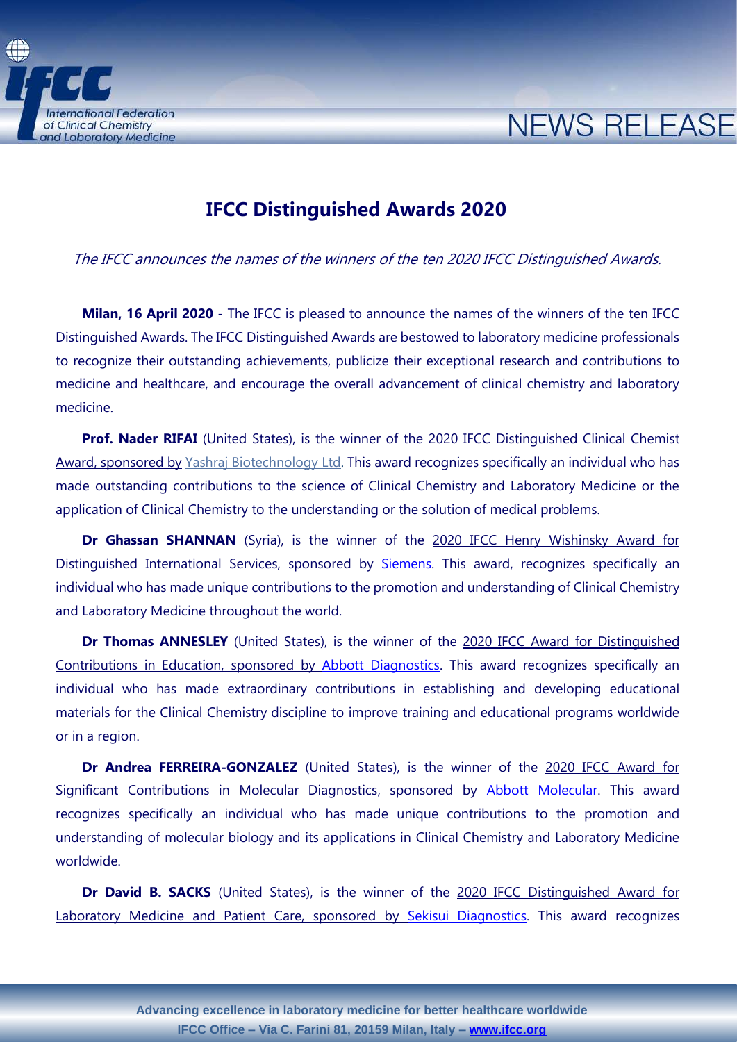# IFCC Distinguished Awards 2020

*The IFCC announces the names of the winners of the ten 2020 IFCC Distinguished Awards.*

**Milan, 16 April 2020** - The IFCC is pleased to announce the names of the winners of the ten IFCC Distinguished Awards. The IFCC Distinguished Awards are bestowed to laboratory medicine professionals to recognize their outstanding achievements, publicize their exceptional research and contributions to medicine and healthcare, and encourage the overall advancement of clinical chemistry and laboratory medicine.

**Prof. Nader RIFAI** (United States), is the winner of the 2020 IFCC Distinguished Clinical Chemist Award, sponsored by Yashraj Biotechnology Ltd. This award recognizes specifically an individual who has made outstanding contributions to the science of Clinical Chemistry and Laboratory Medicine or the application of Clinical Chemistry to the understanding or the solution of medical problems.

**Dr Ghassan SHANNAN** (Syria), is the winner of the 2020 IFCC Henry Wishinsky Award for Distinguished International Services, sponsored by Siemens. This award, recognizes specifically an individual who has made unique contributions to the promotion and understanding of Clinical Chemistry and Laboratory Medicine throughout the world.

**Dr Thomas ANNESLEY** (United States), is the winner of the 2020 IFCC Award for Distinguished Contributions in Education, sponsored by Abbott Diagnostics. This award recognizes specifically an individual who has made extraordinary contributions in establishing and developing educational materials for the Clinical Chemistry discipline to improve training and educational programs worldwide or in a region.

**Dr Andrea FERREIRA-GONZALEZ** (United States), is the winner of the 2020 IFCC Award for Significant Contributions in Molecular Diagnostics, sponsored by Abbott Molecular. This award recognizes specifically an individual who has made unique contributions to the promotion and understanding of molecular biology and its applications in Clinical Chemistry and Laboratory Medicine worldwide.

**Dr David B. SACKS** (United States), is the winner of the 2020 IFCC Distinguished Award for Laboratory Medicine and Patient Care, sponsored by Sekisui Diagnostics. This award recognizes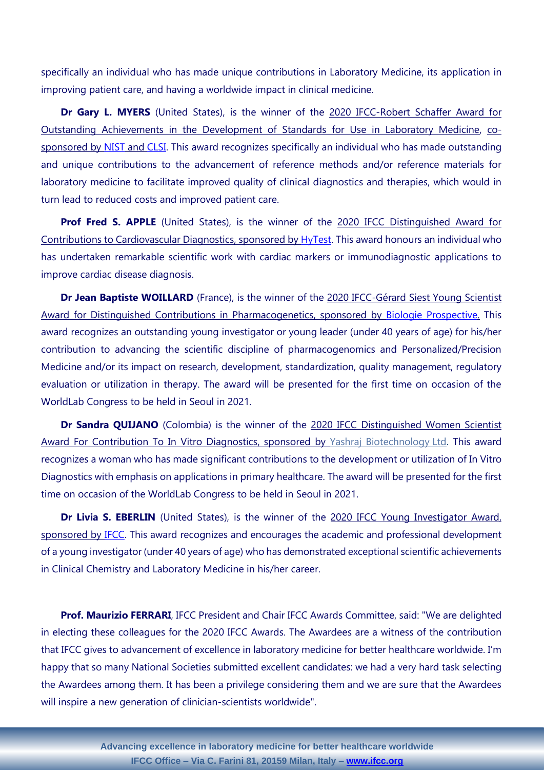specifically an individual who has made unique contributions in Laboratory Medicine, its application in improving patient care, and having a worldwide impact in clinical medicine.

**Dr Gary L. MYERS** (United States), is the winner of the 2020 IFCC-Robert Schaffer Award for Outstanding Achievements in the Development of Standards for Use in Laboratory Medicine, co-sponsored by NIST and CLSI. This award recognizes specifically an individual who has made outstanding and unique contributions to the advancement of reference methods and/or reference materials for laboratory medicine to facilitate improved quality of clinical diagnostics and therapies, which would in turn lead to reduced costs and improved patient care.

**Prof Fred S. APPLE** (United States), is the winner of the 2020 IFCC Distinguished Award for Contributions to Cardiovascular Diagnostics, sponsored by HyTest. This award honours an individual who has undertaken remarkable scientific work with cardiac markers or immunodiagnostic applications to improve cardiac disease diagnosis.

**Dr Jean Baptiste WOILLARD** (France), is the winner of the 2020 IFCC-Gérard Siest Young Scientist Award for Distinguished Contributions in Pharmacogenetics, sponsored by Biologie Prospective. This award recognizes an outstanding young investigator or young leader (under 40 years of age) for his/her contribution to advancing the scientific discipline of pharmacogenomics and Personalized/Precision Medicine and/or its impact on research, development, standardization, quality management, regulatory evaluation or utilization in therapy. The award will be presented for the first time on occasion of the WorldLab Congress to be held in Seoul in 2021.

**Dr Sandra QUIJANO** (Colombia) is the winner of the 2020 IFCC Distinguished Women Scientist Award For Contribution To In Vitro Diagnostics, sponsored by Yashraj Biotechnology Ltd. This award recognizes a woman who has made significant contributions to the development or utilization of In Vitro Diagnostics with emphasis on applications in primary healthcare. The award will be presented for the first time on occasion of the WorldLab Congress to be held in Seoul in 2021.

**Dr Livia S. EBERLIN** (United States), is the winner of the 2020 IFCC Young Investigator Award, sponsored by IFCC. This award recognizes and encourages the academic and professional development of a young investigator (under 40 years of age) who has demonstrated exceptional scientific achievements in Clinical Chemistry and Laboratory Medicine in his/her career.

**Prof. Maurizio FERRARI**, IFCC President and Chair IFCC Awards Committee, said: "We are delighted in electing these colleagues for the 2020 IFCC Awards. The Awardees are a witness of the contribution that IFCC gives to advancement of excellence in laboratory medicine for better healthcare worldwide. I'm happy that so many National Societies submitted excellent candidates: we had a very hard task selecting the Awardees among them. It has been a privilege considering them and we are sure that the Awardees will inspire a new generation of clinician-scientists worldwide".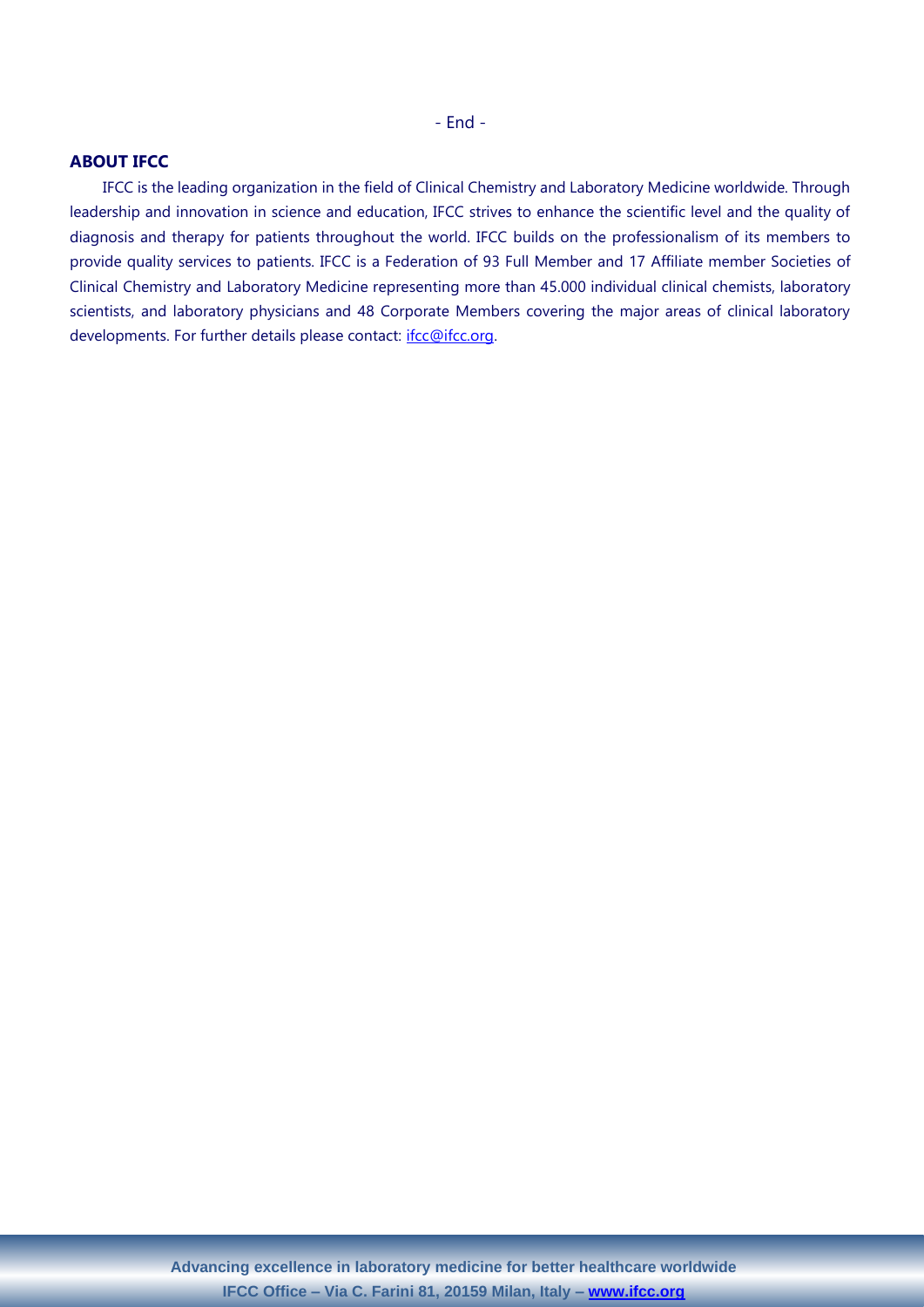- End -

**ABOUT IFCC**

IFCC is the leading organization in the field of Clinical Chemistry and Laboratory Medicine worldwide. Through leadership and innovation in science and education, IFCC strives to enhance the scientific level and the quality of diagnosis and therapy for patients throughout the world. IFCC builds on the professionalism of its members to provide quality services to patients. IFCC is a Federation of 93 Full Member and 17 Affiliate member Societies of Clinical Chemistry and Laboratory Medicine representing more than 45.000 individual clinical chemists, laboratory scientists, and laboratory physicians and 48 Corporate Members covering the major areas of clinical laboratory developments. For further details please contact: ifcc@ifcc.org.

**Advancing excellence in laboratory medicine for better healthcare worldwide**

**IFCC Office – Via C. Farini 81, 20159 Milan, Italy – www.ifcc.org**